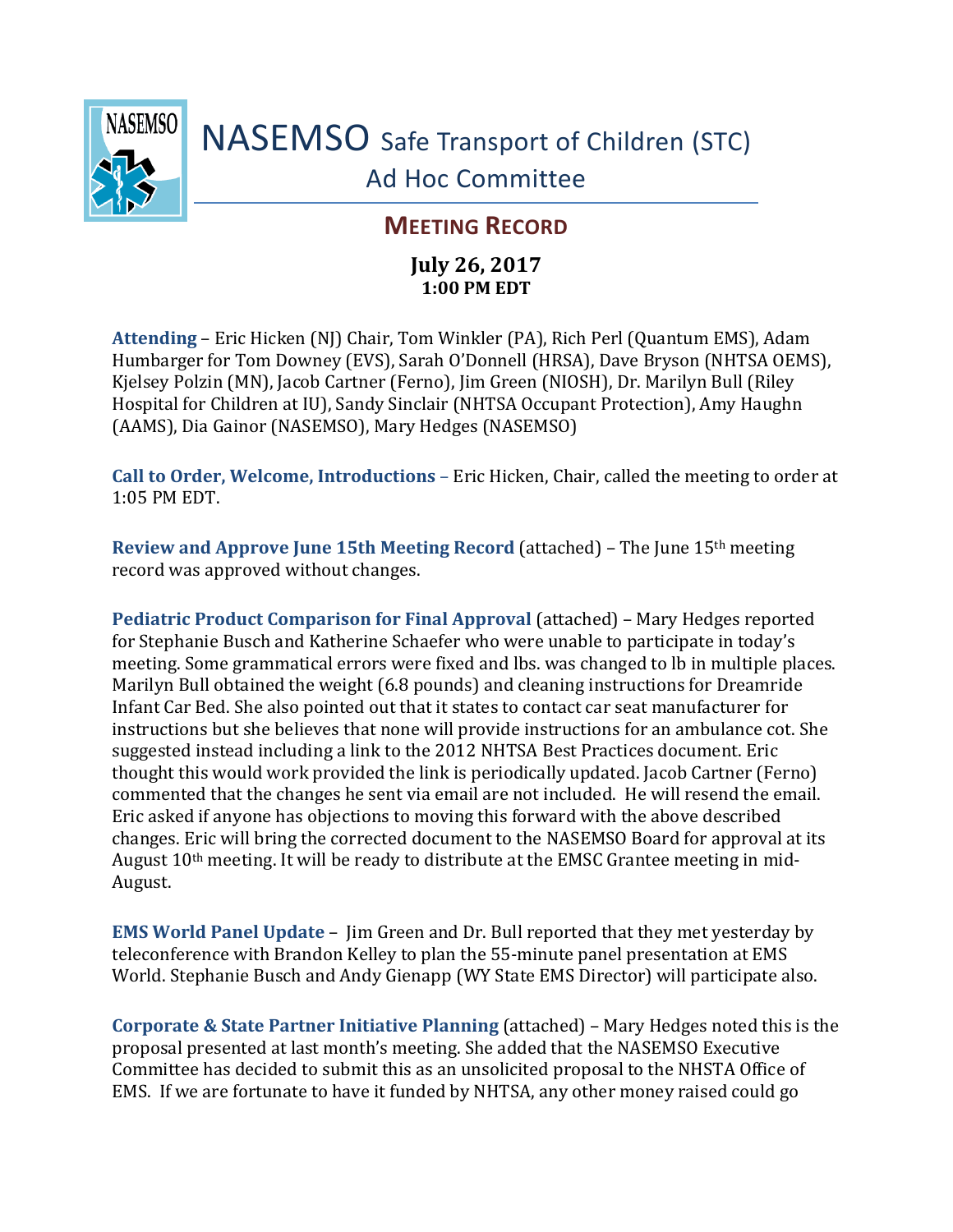# NASEMSO Safe Transport of Children (STC) Ad Hoc Committee

## MEETING RECORD

**July 26, 2017**
**1:00 PM EDT**

**Attending** – Eric Hicken (NJ) Chair, Tom Winkler (PA), Rich Perl (Quantum EMS), Adam Humbarger for Tom Downey (EVS), Sarah O'Donnell (HRSA), Dave Bryson (NHTSA OEMS), Kjelsey Polzin (MN), Jacob Cartner (Ferno), Jim Green (NIOSH), Dr. Marilyn Bull (Riley Hospital for Children at IU), Sandy Sinclair (NHTSA Occupant Protection), Amy Haughn (AAMS), Dia Gainor (NASEMSO), Mary Hedges (NASEMSO)

**Call to Order, Welcome, Introductions** – Eric Hicken, Chair, called the meeting to order at 1:05 PM EDT.

**Review and Approve June 15th Meeting Record** (attached) – The June 15th meeting record was approved without changes.

**Pediatric Product Comparison for Final Approval** (attached) – Mary Hedges reported for Stephanie Busch and Katherine Schaefer who were unable to participate in today's meeting. Some grammatical errors were fixed and lbs. was changed to lb in multiple places. Marilyn Bull obtained the weight (6.8 pounds) and cleaning instructions for Dreamride Infant Car Bed. She also pointed out that it states to contact car seat manufacturer for instructions but she believes that none will provide instructions for an ambulance cot. She suggested instead including a link to the 2012 NHTSA Best Practices document. Eric thought this would work provided the link is periodically updated. Jacob Cartner (Ferno) commented that the changes he sent via email are not included. He will resend the email. Eric asked if anyone has objections to moving this forward with the above described changes. Eric will bring the corrected document to the NASEMSO Board for approval at its August 10th meeting. It will be ready to distribute at the EMSC Grantee meeting in mid-August.

**EMS World Panel Update** – Jim Green and Dr. Bull reported that they met yesterday by teleconference with Brandon Kelley to plan the 55-minute panel presentation at EMS World. Stephanie Busch and Andy Gienapp (WY State EMS Director) will participate also.

**Corporate & State Partner Initiative Planning** (attached) – Mary Hedges noted this is the proposal presented at last month's meeting. She added that the NASEMSO Executive Committee has decided to submit this as an unsolicited proposal to the NHSTA Office of EMS. If we are fortunate to have it funded by NHTSA, any other money raised could go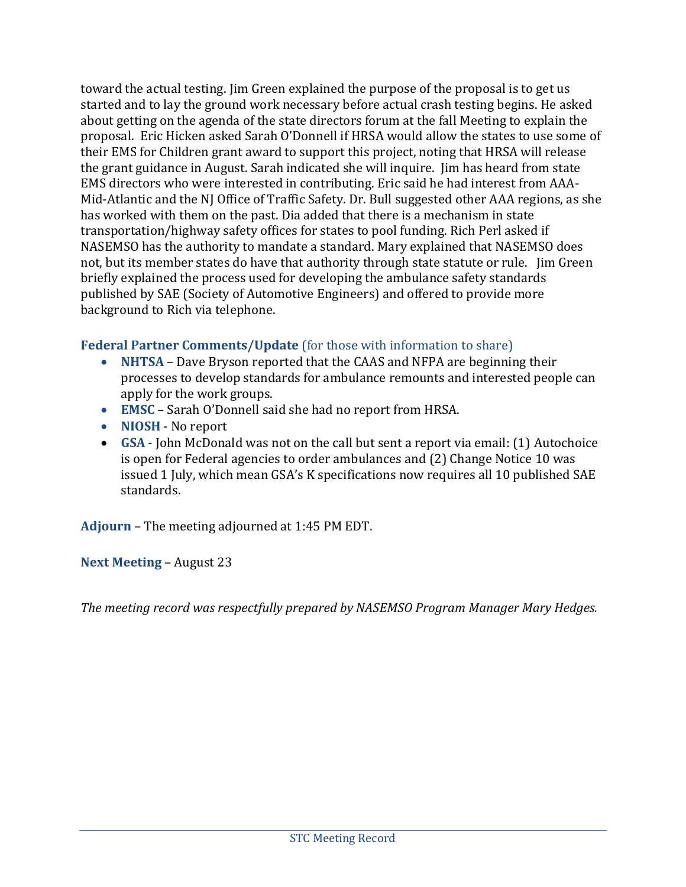toward the actual testing. Jim Green explained the purpose of the proposal is to get us started and to lay the ground work necessary before actual crash testing begins. He asked about getting on the agenda of the state directors forum at the fall Meeting to explain the proposal. Eric Hicken asked Sarah O'Donnell if HRSA would allow the states to use some of their EMS for Children grant award to support this project, noting that HRSA will release the grant guidance in August. Sarah indicated she will inquire. Jim has heard from state EMS directors who were interested in contributing. Eric said he had interest from AAA-Mid-Atlantic and the NJ Office of Traffic Safety. Dr. Bull suggested other AAA regions, as she has worked with them on the past. Dia added that there is a mechanism in state transportation/highway safety offices for states to pool funding. Rich Perl asked if NASEMSO has the authority to mandate a standard. Mary explained that NASEMSO does not, but its member states do have that authority through state statute or rule. Jim Green briefly explained the process used for developing the ambulance safety standards published by SAE (Society of Automotive Engineers) and offered to provide more background to Rich via telephone.

**Federal Partner Comments/Update** (for those with information to share)

- **NHTSA** – Dave Bryson reported that the CAAS and NFPA are beginning their processes to develop standards for ambulance remounts and interested people can apply for the work groups.
- **EMSC** – Sarah O'Donnell said she had no report from HRSA.
- **NIOSH** - No report
- **GSA** - John McDonald was not on the call but sent a report via email: (1) Autochoice is open for Federal agencies to order ambulances and (2) Change Notice 10 was issued 1 July, which mean GSA's K specifications now requires all 10 published SAE standards.

**Adjourn** – The meeting adjourned at 1:45 PM EDT.

**Next Meeting** – August 23

*The meeting record was respectfully prepared by NASEMSO Program Manager Mary Hedges.*